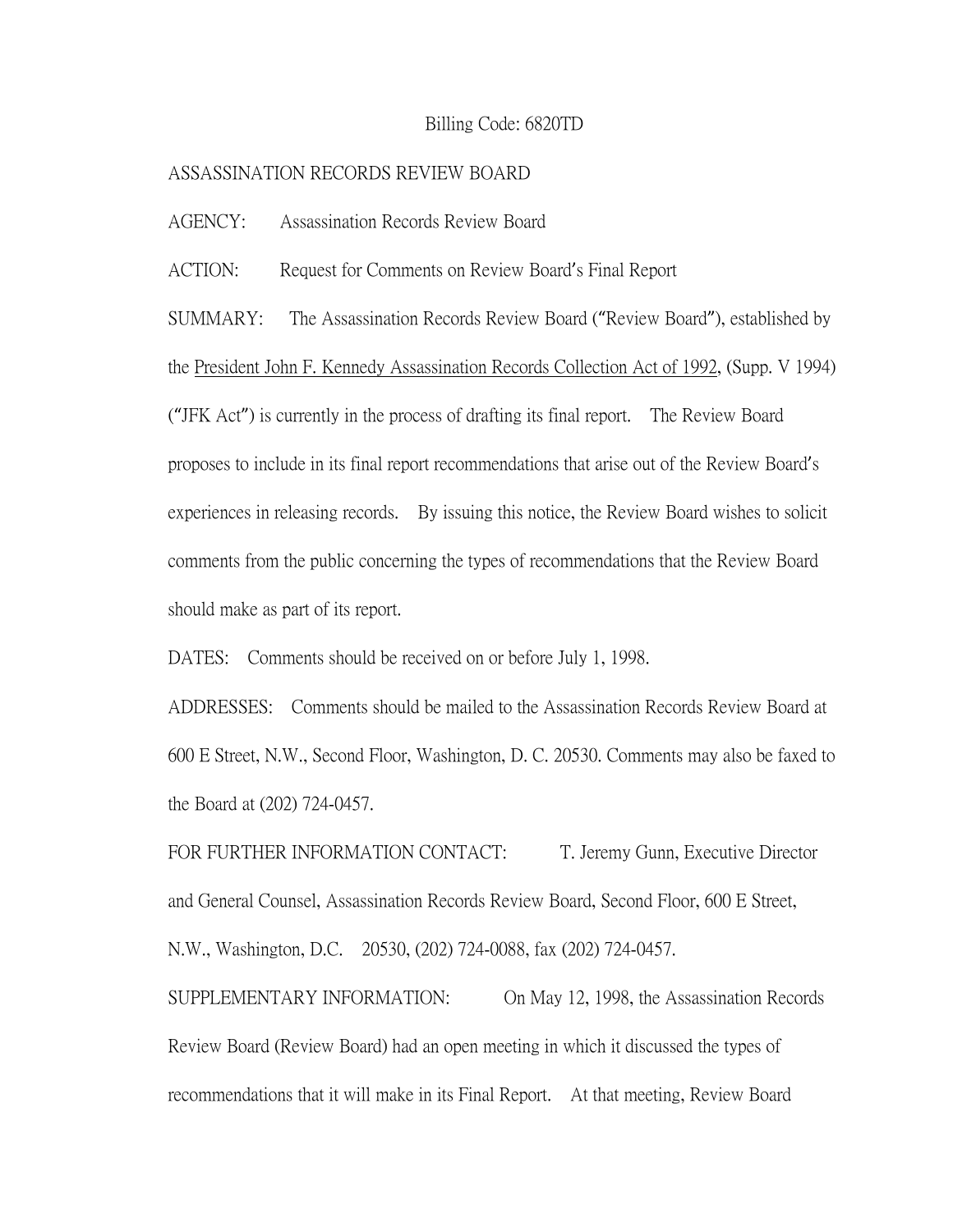Billing Code: 6820TD

ASSASSINATION RECORDS REVIEW BOARD

AGENCY: Assassination Records Review Board

ACTION: Request for Comments on Review Board's Final Report

SUMMARY: The Assassination Records Review Board ("Review Board"), established by the President John F. Kennedy Assassination Records Collection Act of 1992, (Supp. V 1994) ("JFK Act") is currently in the process of drafting its final report. The Review Board proposes to include in its final report recommendations that arise out of the Review Board's experiences in releasing records. By issuing this notice, the Review Board wishes to solicit comments from the public concerning the types of recommendations that the Review Board should make as part of its report.

DATES: Comments should be received on or before July 1, 1998.

ADDRESSES: Comments should be mailed to the Assassination Records Review Board at 600 E Street, N.W., Second Floor, Washington, D. C. 20530. Comments may also be faxed to the Board at (202) 724-0457.

FOR FURTHER INFORMATION CONTACT: T. Jeremy Gunn, Executive Director and General Counsel, Assassination Records Review Board, Second Floor, 600 E Street, N.W., Washington, D.C. 20530, (202) 724-0088, fax (202) 724-0457.

SUPPLEMENTARY INFORMATION: On May 12, 1998, the Assassination Records Review Board (Review Board) had an open meeting in which it discussed the types of recommendations that it will make in its Final Report. At that meeting, Review Board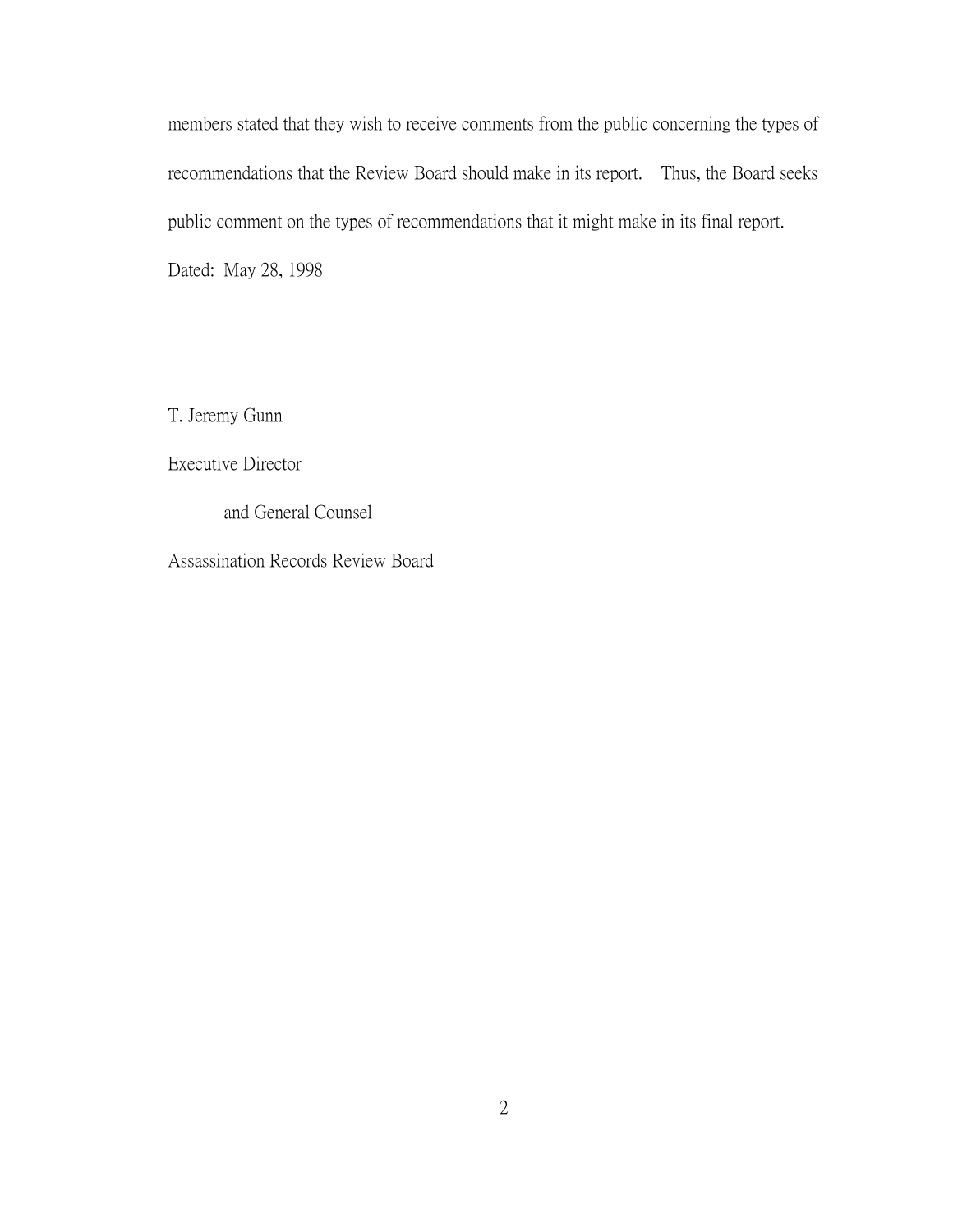members stated that they wish to receive comments from the public concerning the types of recommendations that the Review Board should make in its report. Thus, the Board seeks public comment on the types of recommendations that it might make in its final report.

Dated: May 28, 1998

T. Jeremy Gunn

Executive Director

and General Counsel

Assassination Records Review Board